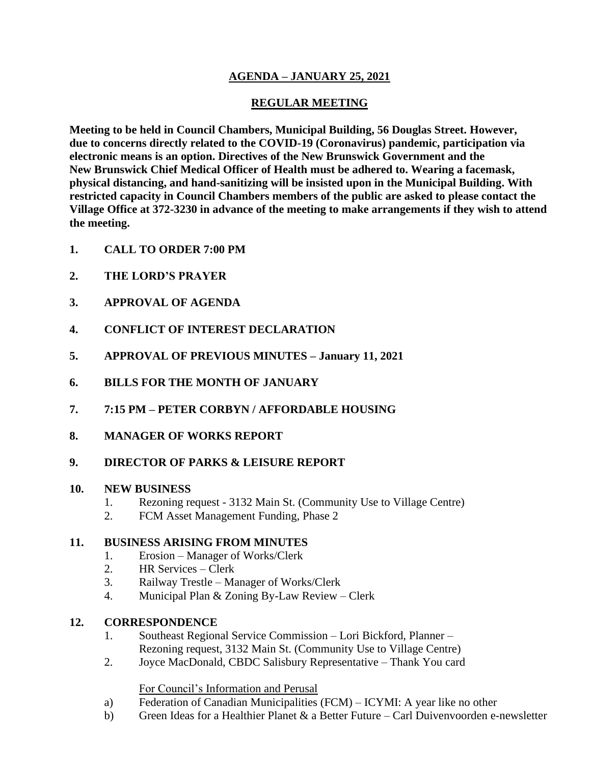# <u>AGENDA – JANUARY 25, 2021</u>

## <u>REGULAR MEETING</u>

**Meeting to be held in Council Chambers, Municipal Building, 56 Douglas Street. However, due to concerns directly related to the COVID-19 (Coronavirus) pandemic, participation via electronic means is an option. Directives of the New Brunswick Government and the New Brunswick Chief Medical Officer of Health must be adhered to. Wearing a facemask, physical distancing, and hand-sanitizing will be insisted upon in the Municipal Building. With restricted capacity in Council Chambers members of the public are asked to please contact the Village Office at 372-3230 in advance of the meeting to make arrangements if they wish to attend the meeting.**

1. **CALL TO ORDER 7:00 PM**

2. **THE LORD'S PRAYER**

3. **APPROVAL OF AGENDA**

4. **CONFLICT OF INTEREST DECLARATION**

5. **APPROVAL OF PREVIOUS MINUTES – January 11, 2021**

6. **BILLS FOR THE MONTH OF JANUARY**

7. **7:15 PM – PETER CORBYN / AFFORDABLE HOUSING**

8. **MANAGER OF WORKS REPORT**

9. **DIRECTOR OF PARKS & LEISURE REPORT**

10. **NEW BUSINESS**
    1. Rezoning request - 3132 Main St. (Community Use to Village Centre)
    2. FCM Asset Management Funding, Phase 2

11. **BUSINESS ARISING FROM MINUTES**
    1. Erosion – Manager of Works/Clerk
    2. HR Services – Clerk
    3. Railway Trestle – Manager of Works/Clerk
    4. Municipal Plan & Zoning By-Law Review – Clerk

12. **CORRESPONDENCE**
    1. Southeast Regional Service Commission – Lori Bickford, Planner – Rezoning request, 3132 Main St. (Community Use to Village Centre)
    2. Joyce MacDonald, CBDC Salisbury Representative – Thank You card

    <u>For Council's Information and Perusal</u>

    a) Federation of Canadian Municipalities (FCM) – ICYMI: A year like no other
    b) Green Ideas for a Healthier Planet & a Better Future – Carl Duivenvoorden e-newsletter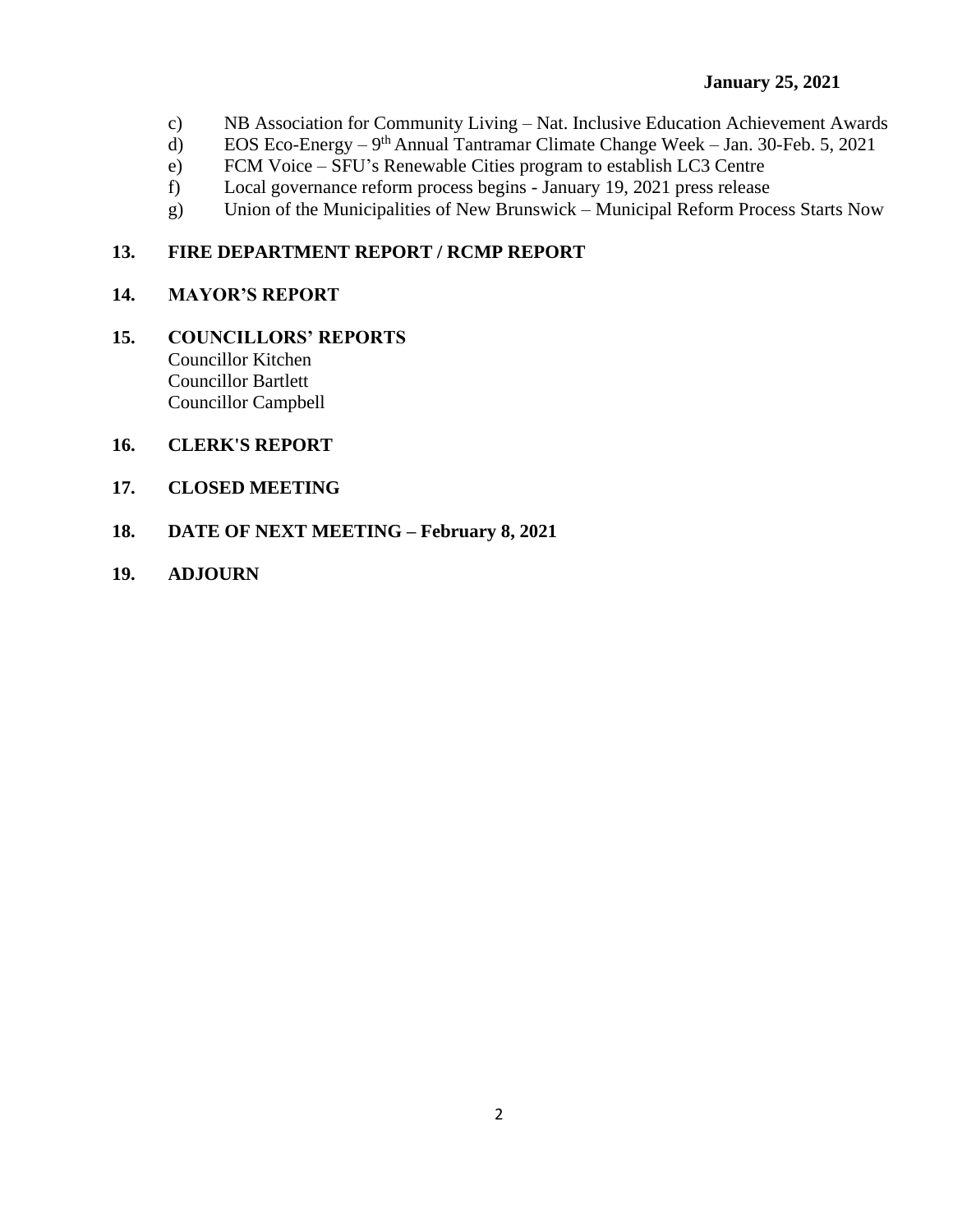**January 25, 2021**

c) NB Association for Community Living – Nat. Inclusive Education Achievement Awards
d) EOS Eco-Energy – 9th Annual Tantramar Climate Change Week – Jan. 30-Feb. 5, 2021
e) FCM Voice – SFU's Renewable Cities program to establish LC3 Centre
f) Local governance reform process begins - January 19, 2021 press release
g) Union of the Municipalities of New Brunswick – Municipal Reform Process Starts Now

**13. FIRE DEPARTMENT REPORT / RCMP REPORT**

**14. MAYOR'S REPORT**

**15. COUNCILLORS' REPORTS**

Councillor Kitchen
Councillor Bartlett
Councillor Campbell

**16. CLERK'S REPORT**

**17. CLOSED MEETING**

**18. DATE OF NEXT MEETING – February 8, 2021**

**19. ADJOURN**